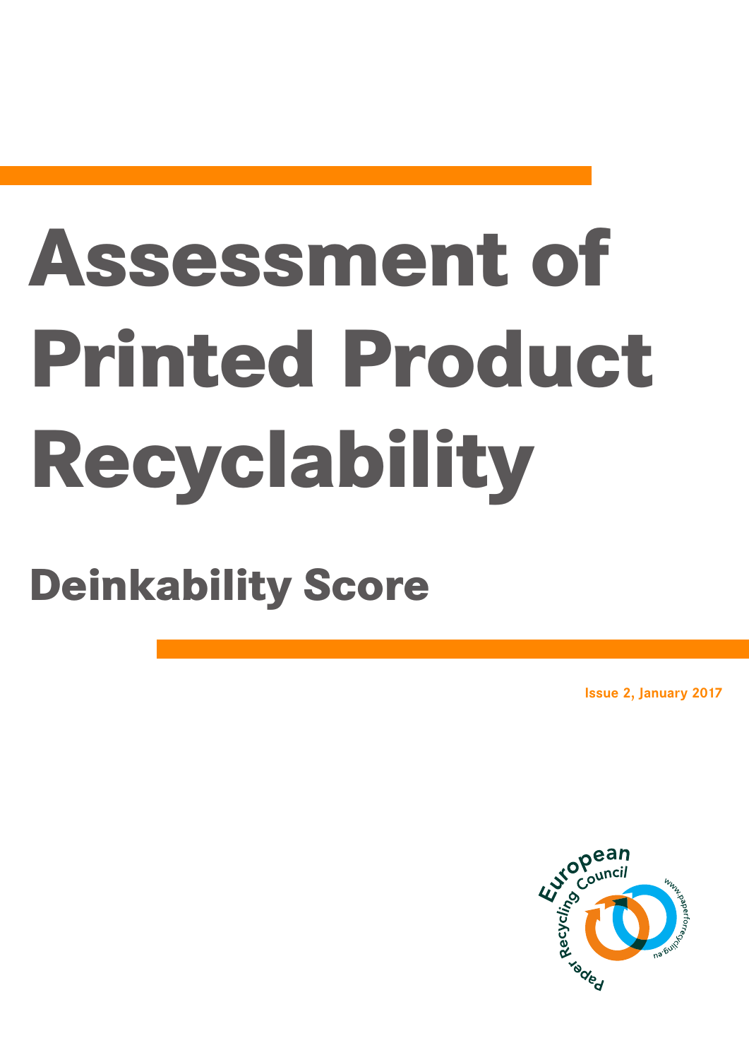# Assessment of Printed Product Recyclability

## Deinkability Score

Issue 2, January 2017

European Paper Recycling Council

www.paperforrecycling.eu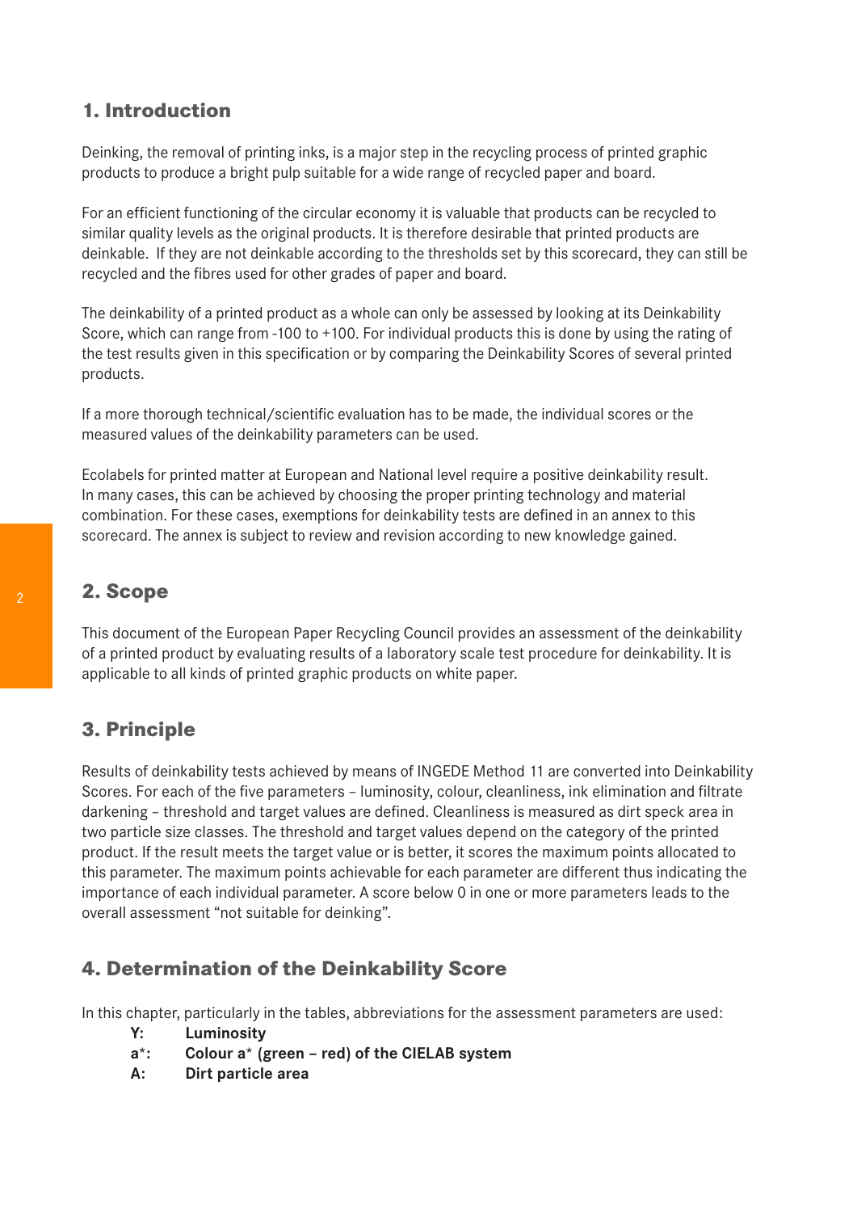## 1. Introduction

Deinking, the removal of printing inks, is a major step in the recycling process of printed graphic products to produce a bright pulp suitable for a wide range of recycled paper and board.

For an efficient functioning of the circular economy it is valuable that products can be recycled to similar quality levels as the original products. It is therefore desirable that printed products are deinkable. If they are not deinkable according to the thresholds set by this scorecard, they can still be recycled and the fibres used for other grades of paper and board.

The deinkability of a printed product as a whole can only be assessed by looking at its Deinkability Score, which can range from -100 to +100. For individual products this is done by using the rating of the test results given in this specification or by comparing the Deinkability Scores of several printed products.

If a more thorough technical/scientific evaluation has to be made, the individual scores or the measured values of the deinkability parameters can be used.

Ecolabels for printed matter at European and National level require a positive deinkability result. In many cases, this can be achieved by choosing the proper printing technology and material combination. For these cases, exemptions for deinkability tests are defined in an annex to this scorecard. The annex is subject to review and revision according to new knowledge gained.

## 2. Scope

This document of the European Paper Recycling Council provides an assessment of the deinkability of a printed product by evaluating results of a laboratory scale test procedure for deinkability. It is applicable to all kinds of printed graphic products on white paper.

## 3. Principle

Results of deinkability tests achieved by means of INGEDE Method 11 are converted into Deinkability Scores. For each of the five parameters – luminosity, colour, cleanliness, ink elimination and filtrate darkening – threshold and target values are defined. Cleanliness is measured as dirt speck area in two particle size classes. The threshold and target values depend on the category of the printed product. If the result meets the target value or is better, it scores the maximum points allocated to this parameter. The maximum points achievable for each parameter are different thus indicating the importance of each individual parameter. A score below 0 in one or more parameters leads to the overall assessment "not suitable for deinking".

## 4. Determination of the Deinkability Score

In this chapter, particularly in the tables, abbreviations for the assessment parameters are used:

- **Y: Luminosity**
- **a*: Colour a* (green – red) of the CIELAB system**
- **A: Dirt particle area**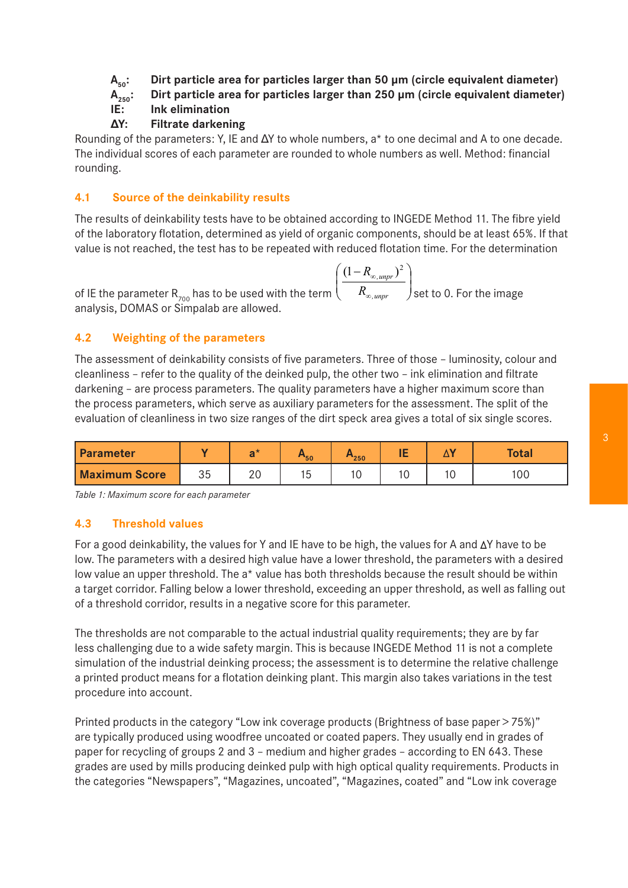**$A_{50}$:** **Dirt particle area for particles larger than 50 µm (circle equivalent diameter)**
**$A_{250}$:** **Dirt particle area for particles larger than 250 µm (circle equivalent diameter)**
**IE:** **Ink elimination**
**ΔY:** **Filtrate darkening**

Rounding of the parameters: Y, IE and ΔY to whole numbers, a* to one decimal and A to one decade. The individual scores of each parameter are rounded to whole numbers as well. Method: financial rounding.

## 4.1 Source of the deinkability results

The results of deinkability tests have to be obtained according to INGEDE Method 11. The fibre yield of the laboratory flotation, determined as yield of organic components, should be at least 65%. If that value is not reached, the test has to be repeated with reduced flotation time. For the determination of IE the parameter $R_{700}$ has to be used with the term $\left(\frac{(1-R_{\infty,unpr})^2}{R_{\infty,unpr}}\right)$ set to 0. For the image analysis, DOMAS or Simpalab are allowed.

## 4.2 Weighting of the parameters

The assessment of deinkability consists of five parameters. Three of those – luminosity, colour and cleanliness – refer to the quality of the deinked pulp, the other two – ink elimination and filtrate darkening – are process parameters. The quality parameters have a higher maximum score than the process parameters, which serve as auxiliary parameters for the assessment. The split of the evaluation of cleanliness in two size ranges of the dirt speck area gives a total of six single scores.

| Parameter | Y | a* | $A_{50}$ | $A_{250}$ | IE | ΔY | Total |
|---|---|---|---|---|---|---|---|
| Maximum Score | 35 | 20 | 15 | 10 | 10 | 10 | 100 |

*Table 1: Maximum score for each parameter*

## 4.3 Threshold values

For a good deinkability, the values for Y and IE have to be high, the values for A and ΔY have to be low. The parameters with a desired high value have a lower threshold, the parameters with a desired low value an upper threshold. The a* value has both thresholds because the result should be within a target corridor. Falling below a lower threshold, exceeding an upper threshold, as well as falling out of a threshold corridor, results in a negative score for this parameter.

The thresholds are not comparable to the actual industrial quality requirements; they are by far less challenging due to a wide safety margin. This is because INGEDE Method 11 is not a complete simulation of the industrial deinking process; the assessment is to determine the relative challenge a printed product means for a flotation deinking plant. This margin also takes variations in the test procedure into account.

Printed products in the category "Low ink coverage products (Brightness of base paper > 75%)" are typically produced using woodfree uncoated or coated papers. They usually end in grades of paper for recycling of groups 2 and 3 – medium and higher grades – according to EN 643. These grades are used by mills producing deinked pulp with high optical quality requirements. Products in the categories "Newspapers", "Magazines, uncoated", "Magazines, coated" and "Low ink coverage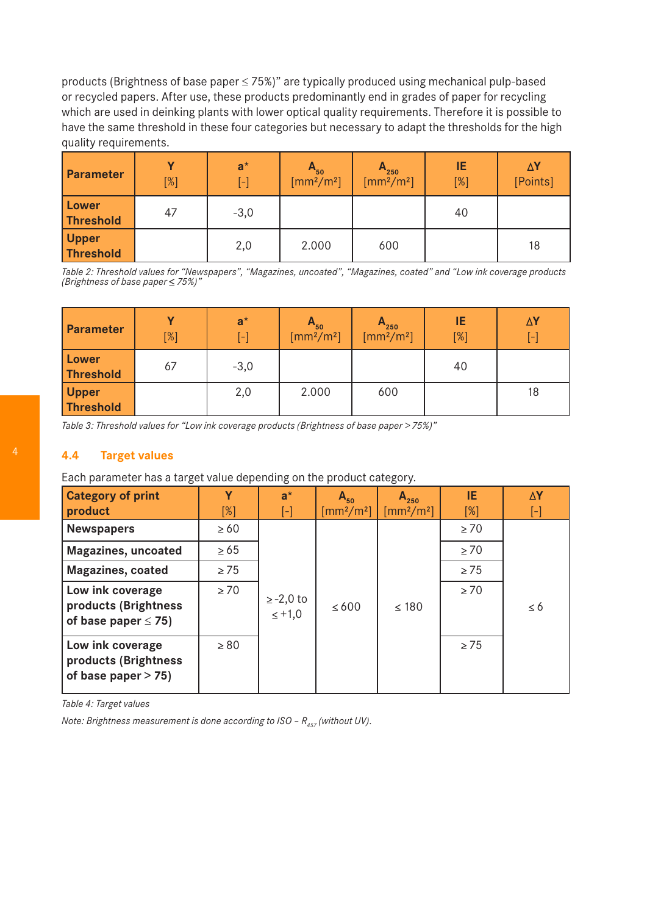products (Brightness of base paper ≤ 75%)" are typically produced using mechanical pulp-based or recycled papers. After use, these products predominantly end in grades of paper for recycling which are used in deinking plants with lower optical quality requirements. Therefore it is possible to have the same threshold in these four categories but necessary to adapt the thresholds for the high quality requirements.

| Parameter | Y [%] | a* [-] | $A_{50}$ [mm²/m²] | $A_{250}$ [mm²/m²] | IE [%] | ΔY [Points] |
|---|---|---|---|---|---|---|
| **Lower Threshold** | 47 | -3,0 | | | 40 | |
| **Upper Threshold** | | 2,0 | 2.000 | 600 | | 18 |

*Table 2: Threshold values for "Newspapers", "Magazines, uncoated", "Magazines, coated" and "Low ink coverage products (Brightness of base paper ≤ 75%)"*

| Parameter | Y [%] | a* [-] | $A_{50}$ [mm²/m²] | $A_{250}$ [mm²/m²] | IE [%] | ΔY [-] |
|---|---|---|---|---|---|---|
| **Lower Threshold** | 67 | -3,0 | | | 40 | |
| **Upper Threshold** | | 2,0 | 2.000 | 600 | | 18 |

*Table 3: Threshold values for "Low ink coverage products (Brightness of base paper > 75%)"*

## 4.4 Target values

Each parameter has a target value depending on the product category.

| Category of print product | Y [%] | a* [-] | $A_{50}$ [mm²/m²] | $A_{250}$ [mm²/m²] | IE [%] | ΔY [-] |
|---|---|---|---|---|---|---|
| **Newspapers** | ≥ 60 | ≥ -2,0 to ≤ +1,0 | ≤ 600 | ≤ 180 | ≥ 70 | ≤ 6 |
| **Magazines, uncoated** | ≥ 65 | | | | ≥ 70 | |
| **Magazines, coated** | ≥ 75 | | | | ≥ 75 | |
| **Low ink coverage products (Brightness of base paper ≤ 75)** | ≥ 70 | | | | ≥ 70 | |
| **Low ink coverage products (Brightness of base paper > 75)** | ≥ 80 | | | | ≥ 75 | |

*Table 4: Target values*

*Note: Brightness measurement is done according to ISO – $R_{457}$ (without UV).*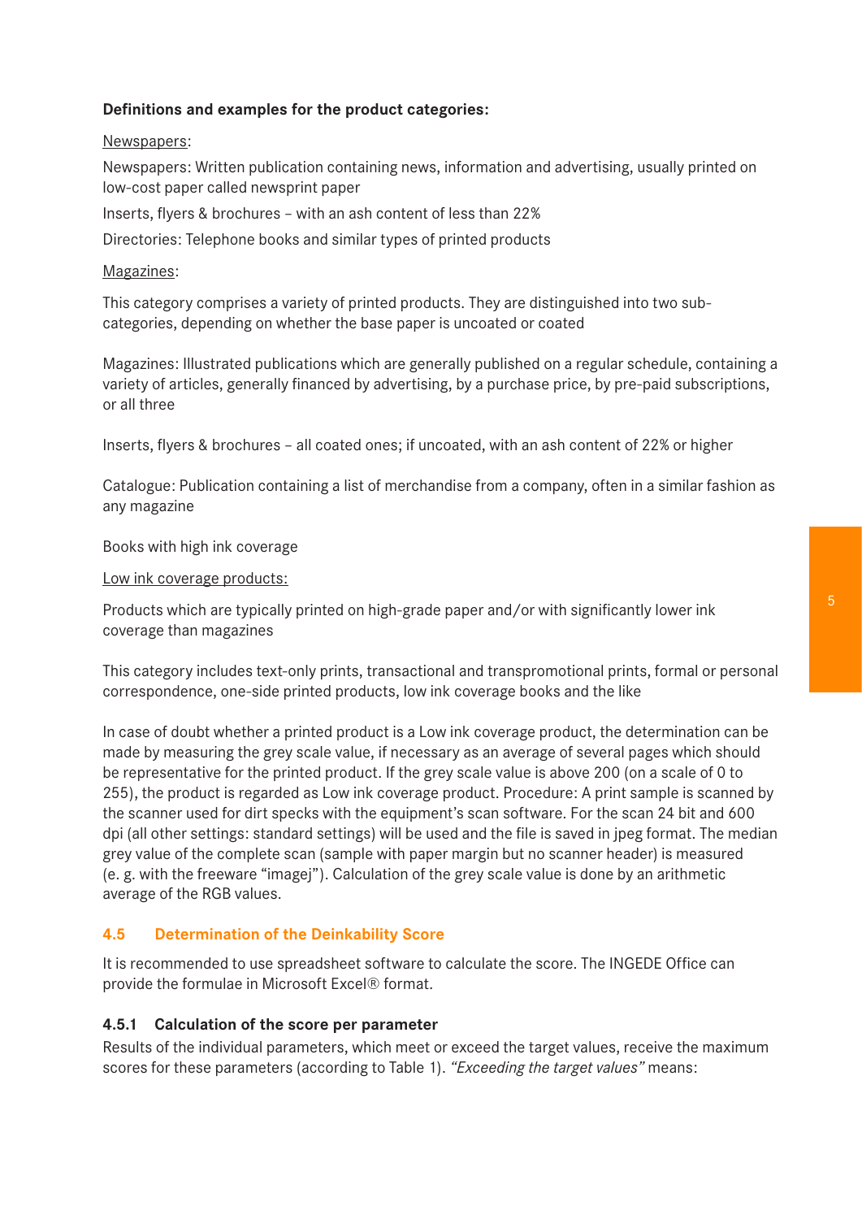**Definitions and examples for the product categories:**

<u>Newspapers</u>:

Newspapers: Written publication containing news, information and advertising, usually printed on low-cost paper called newsprint paper

Inserts, flyers & brochures – with an ash content of less than 22%

Directories: Telephone books and similar types of printed products

<u>Magazines</u>:

This category comprises a variety of printed products. They are distinguished into two sub-categories, depending on whether the base paper is uncoated or coated

Magazines: Illustrated publications which are generally published on a regular schedule, containing a variety of articles, generally financed by advertising, by a purchase price, by pre-paid subscriptions, or all three

Inserts, flyers & brochures – all coated ones; if uncoated, with an ash content of 22% or higher

Catalogue: Publication containing a list of merchandise from a company, often in a similar fashion as any magazine

Books with high ink coverage

<u>Low ink coverage products:</u>

Products which are typically printed on high-grade paper and/or with significantly lower ink coverage than magazines

This category includes text-only prints, transactional and transpromotional prints, formal or personal correspondence, one-side printed products, low ink coverage books and the like

In case of doubt whether a printed product is a Low ink coverage product, the determination can be made by measuring the grey scale value, if necessary as an average of several pages which should be representative for the printed product. If the grey scale value is above 200 (on a scale of 0 to 255), the product is regarded as Low ink coverage product. Procedure: A print sample is scanned by the scanner used for dirt specks with the equipment's scan software. For the scan 24 bit and 600 dpi (all other settings: standard settings) will be used and the file is saved in jpeg format. The median grey value of the complete scan (sample with paper margin but no scanner header) is measured (e. g. with the freeware "imagej"). Calculation of the grey scale value is done by an arithmetic average of the RGB values.

## 4.5 Determination of the Deinkability Score

It is recommended to use spreadsheet software to calculate the score. The INGEDE Office can provide the formulae in Microsoft Excel® format.

### 4.5.1 Calculation of the score per parameter

Results of the individual parameters, which meet or exceed the target values, receive the maximum scores for these parameters (according to Table 1). *"Exceeding the target values"* means: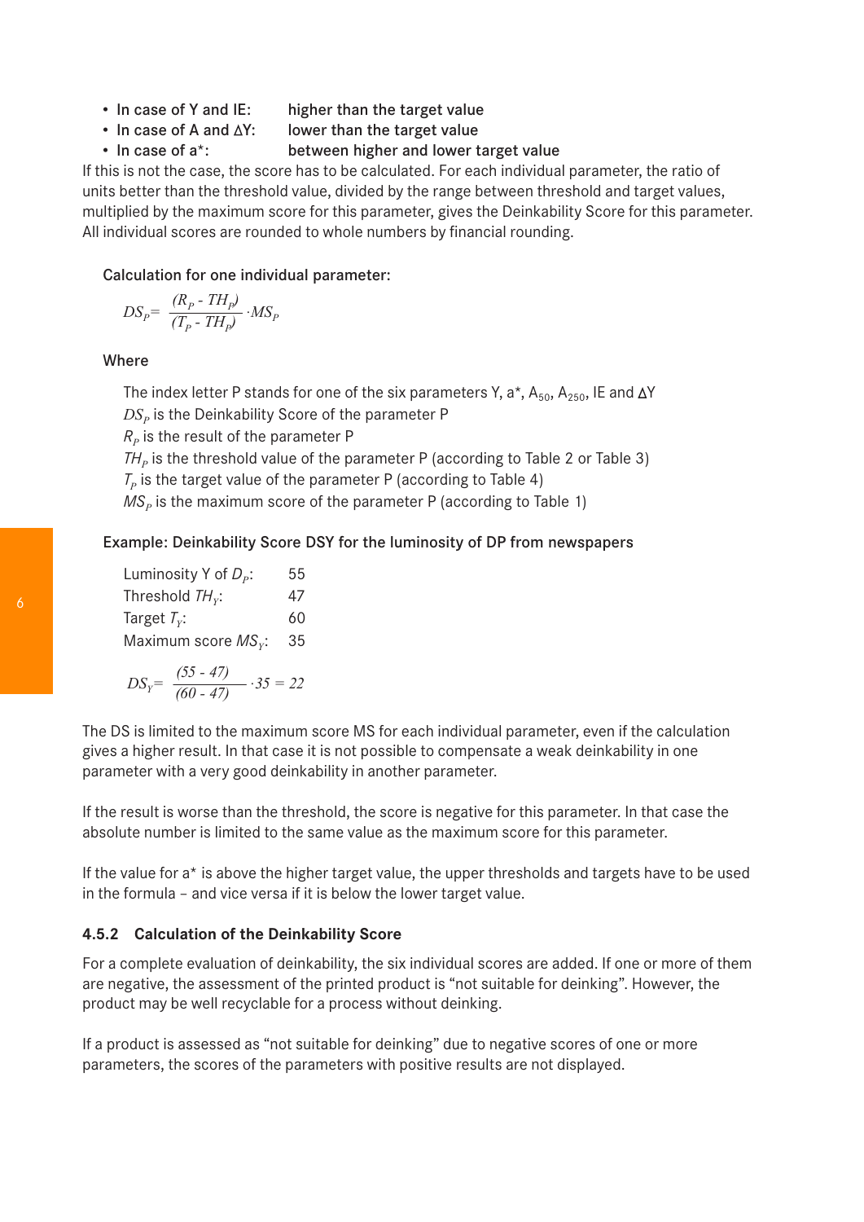- In case of Y and IE: higher than the target value
- In case of A and ΔY: lower than the target value
- In case of a*: between higher and lower target value

If this is not the case, the score has to be calculated. For each individual parameter, the ratio of units better than the threshold value, divided by the range between threshold and target values, multiplied by the maximum score for this parameter, gives the Deinkability Score for this parameter. All individual scores are rounded to whole numbers by financial rounding.

Calculation for one individual parameter:

$$DS_P = \frac{(R_P - TH_P)}{(T_P - TH_P)} \cdot MS_P$$

Where

The index letter P stands for one of the six parameters Y, a*, $A_{50}$, $A_{250}$, IE and ΔY
$DS_P$ is the Deinkability Score of the parameter P
$R_P$ is the result of the parameter P
$TH_P$ is the threshold value of the parameter P (according to Table 2 or Table 3)
$T_P$ is the target value of the parameter P (according to Table 4)
$MS_P$ is the maximum score of the parameter P (according to Table 1)

Example: Deinkability Score DSY for the luminosity of DP from newspapers

| | |
|---|---|
| Luminosity Y of $D_P$: | 55 |
| Threshold $TH_Y$: | 47 |
| Target $T_Y$: | 60 |
| Maximum score $MS_Y$: | 35 |

$$DS_Y = \frac{(55 - 47)}{(60 - 47)} \cdot 35 = 22$$

The DS is limited to the maximum score MS for each individual parameter, even if the calculation gives a higher result. In that case it is not possible to compensate a weak deinkability in one parameter with a very good deinkability in another parameter.

If the result is worse than the threshold, the score is negative for this parameter. In that case the absolute number is limited to the same value as the maximum score for this parameter.

If the value for a* is above the higher target value, the upper thresholds and targets have to be used in the formula – and vice versa if it is below the lower target value.

### 4.5.2 Calculation of the Deinkability Score

For a complete evaluation of deinkability, the six individual scores are added. If one or more of them are negative, the assessment of the printed product is "not suitable for deinking". However, the product may be well recyclable for a process without deinking.

If a product is assessed as "not suitable for deinking" due to negative scores of one or more parameters, the scores of the parameters with positive results are not displayed.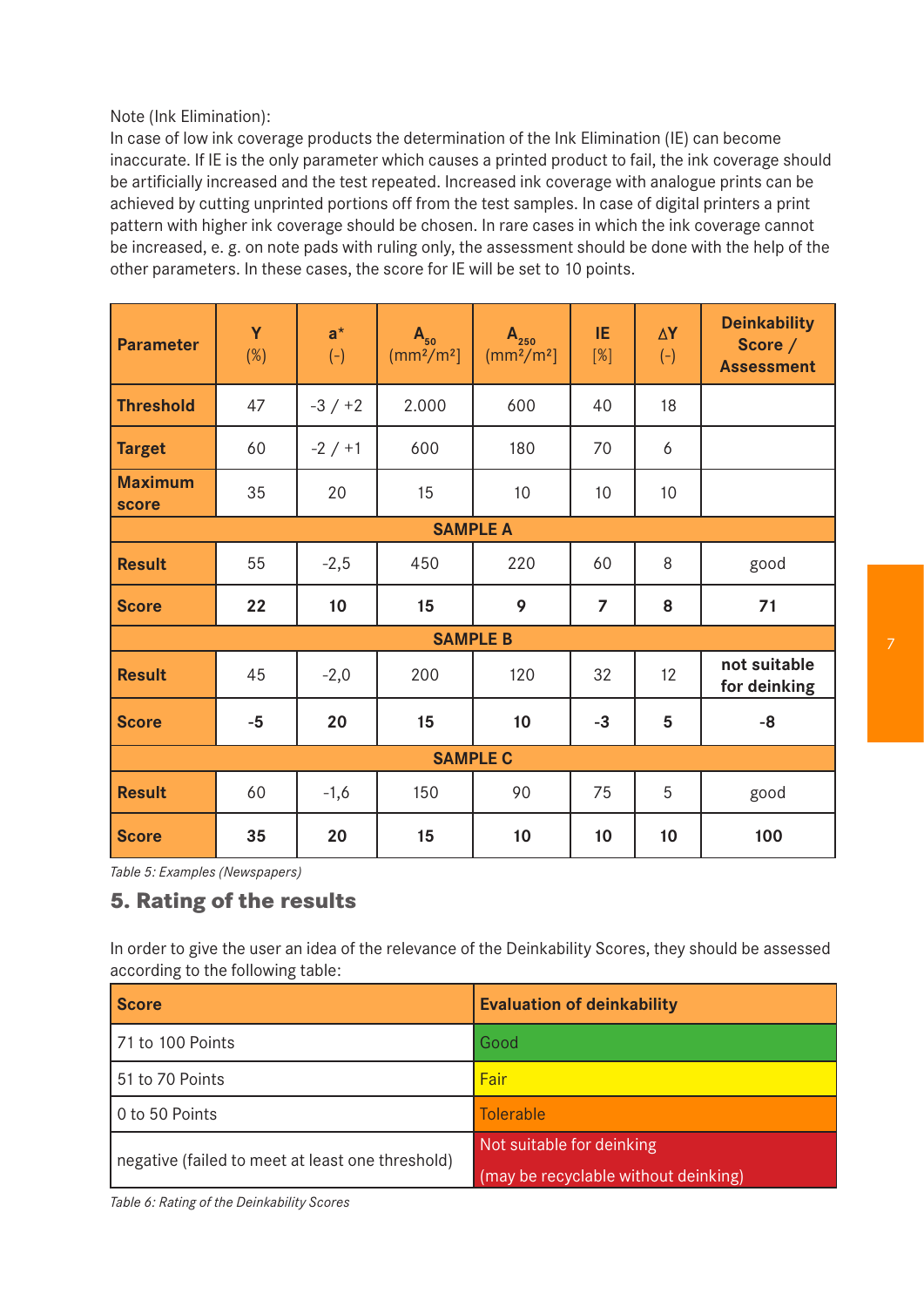Note (Ink Elimination):
In case of low ink coverage products the determination of the Ink Elimination (IE) can become inaccurate. If IE is the only parameter which causes a printed product to fail, the ink coverage should be artificially increased and the test repeated. Increased ink coverage with analogue prints can be achieved by cutting unprinted portions off from the test samples. In case of digital printers a print pattern with higher ink coverage should be chosen. In rare cases in which the ink coverage cannot be increased, e. g. on note pads with ruling only, the assessment should be done with the help of the other parameters. In these cases, the score for IE will be set to 10 points.

| **Parameter** | **Y** (%) | **a*** (-) | $A_{50}$ (mm²/m²) | $A_{250}$ (mm²/m²) | **IE** [%] | **ΔY** (-) | **Deinkability Score / Assessment** |
|---|---|---|---|---|---|---|---|
| **Threshold** | 47 | -3 / +2 | 2.000 | 600 | 40 | 18 | |
| **Target** | 60 | -2 / +1 | 600 | 180 | 70 | 6 | |
| **Maximum score** | 35 | 20 | 15 | 10 | 10 | 10 | |
| **SAMPLE A** | | | | | | | |
| **Result** | 55 | -2,5 | 450 | 220 | 60 | 8 | good |
| **Score** | **22** | **10** | **15** | **9** | **7** | **8** | **71** |
| **SAMPLE B** | | | | | | | |
| **Result** | 45 | -2,0 | 200 | 120 | 32 | 12 | **not suitable for deinking** |
| **Score** | **-5** | **20** | **15** | **10** | **-3** | **5** | **-8** |
| **SAMPLE C** | | | | | | | |
| **Result** | 60 | -1,6 | 150 | 90 | 75 | 5 | good |
| **Score** | **35** | **20** | **15** | **10** | **10** | **10** | **100** |

*Table 5: Examples (Newspapers)*

## 5. Rating of the results

In order to give the user an idea of the relevance of the Deinkability Scores, they should be assessed according to the following table:

| **Score** | **Evaluation of deinkability** |
|---|---|
| 71 to 100 Points | Good |
| 51 to 70 Points | Fair |
| 0 to 50 Points | Tolerable |
| negative (failed to meet at least one threshold) | Not suitable for deinking (may be recyclable without deinking) |

*Table 6: Rating of the Deinkability Scores*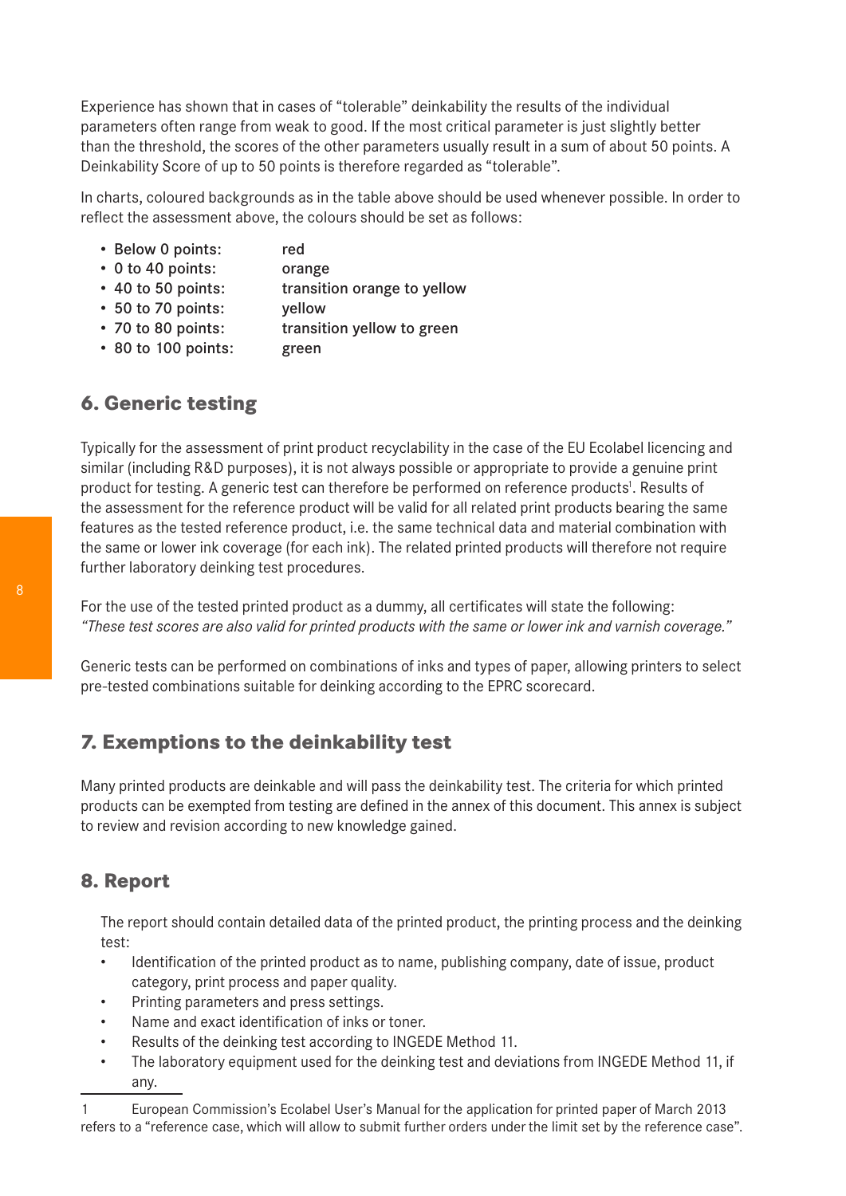Experience has shown that in cases of "tolerable" deinkability the results of the individual parameters often range from weak to good. If the most critical parameter is just slightly better than the threshold, the scores of the other parameters usually result in a sum of about 50 points. A Deinkability Score of up to 50 points is therefore regarded as "tolerable".

In charts, coloured backgrounds as in the table above should be used whenever possible. In order to reflect the assessment above, the colours should be set as follows:

- Below 0 points: red
- 0 to 40 points: orange
- 40 to 50 points: transition orange to yellow
- 50 to 70 points: yellow
- 70 to 80 points: transition yellow to green
- 80 to 100 points: green

## 6. Generic testing

Typically for the assessment of print product recyclability in the case of the EU Ecolabel licencing and similar (including R&D purposes), it is not always possible or appropriate to provide a genuine print product for testing. A generic test can therefore be performed on reference products[1]. Results of the assessment for the reference product will be valid for all related print products bearing the same features as the tested reference product, i.e. the same technical data and material combination with the same or lower ink coverage (for each ink). The related printed products will therefore not require further laboratory deinking test procedures.

For the use of the tested printed product as a dummy, all certificates will state the following:
*"These test scores are also valid for printed products with the same or lower ink and varnish coverage."*

Generic tests can be performed on combinations of inks and types of paper, allowing printers to select pre-tested combinations suitable for deinking according to the EPRC scorecard.

## 7. Exemptions to the deinkability test

Many printed products are deinkable and will pass the deinkability test. The criteria for which printed products can be exempted from testing are defined in the annex of this document. This annex is subject to review and revision according to new knowledge gained.

## 8. Report

The report should contain detailed data of the printed product, the printing process and the deinking test:

- Identification of the printed product as to name, publishing company, date of issue, product category, print process and paper quality.
- Printing parameters and press settings.
- Name and exact identification of inks or toner.
- Results of the deinking test according to INGEDE Method 11.
- The laboratory equipment used for the deinking test and deviations from INGEDE Method 11, if any.

---

1 European Commission's Ecolabel User's Manual for the application for printed paper of March 2013 refers to a "reference case, which will allow to submit further orders under the limit set by the reference case".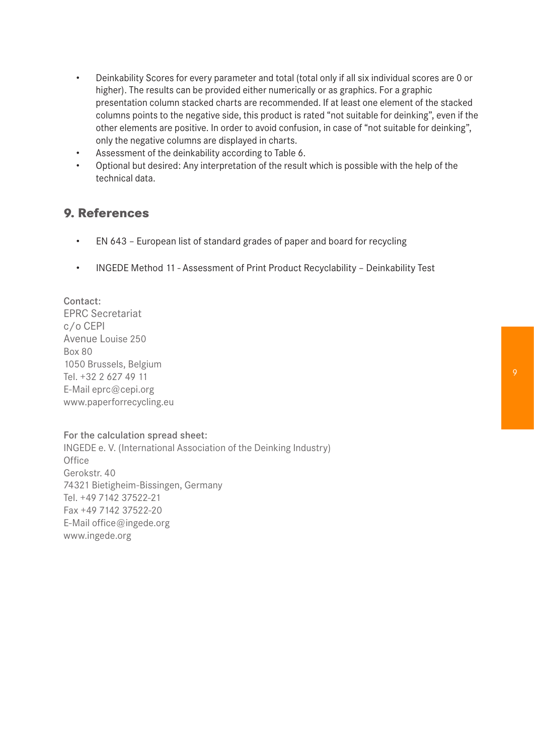- Deinkability Scores for every parameter and total (total only if all six individual scores are 0 or higher). The results can be provided either numerically or as graphics. For a graphic presentation column stacked charts are recommended. If at least one element of the stacked columns points to the negative side, this product is rated "not suitable for deinking", even if the other elements are positive. In order to avoid confusion, in case of "not suitable for deinking", only the negative columns are displayed in charts.
- Assessment of the deinkability according to Table 6.
- Optional but desired: Any interpretation of the result which is possible with the help of the technical data.

## 9. References

- EN 643 – European list of standard grades of paper and board for recycling
- INGEDE Method 11 - Assessment of Print Product Recyclability – Deinkability Test

Contact:
EPRC Secretariat
c/o CEPI
Avenue Louise 250
Box 80
1050 Brussels, Belgium
Tel. +32 2 627 49 11
E-Mail eprc@cepi.org
www.paperforrecycling.eu

For the calculation spread sheet:
INGEDE e. V. (International Association of the Deinking Industry)
Office
Gerokstr. 40
74321 Bietigheim-Bissingen, Germany
Tel. +49 7142 37522-21
Fax +49 7142 37522-20
E-Mail office@ingede.org
www.ingede.org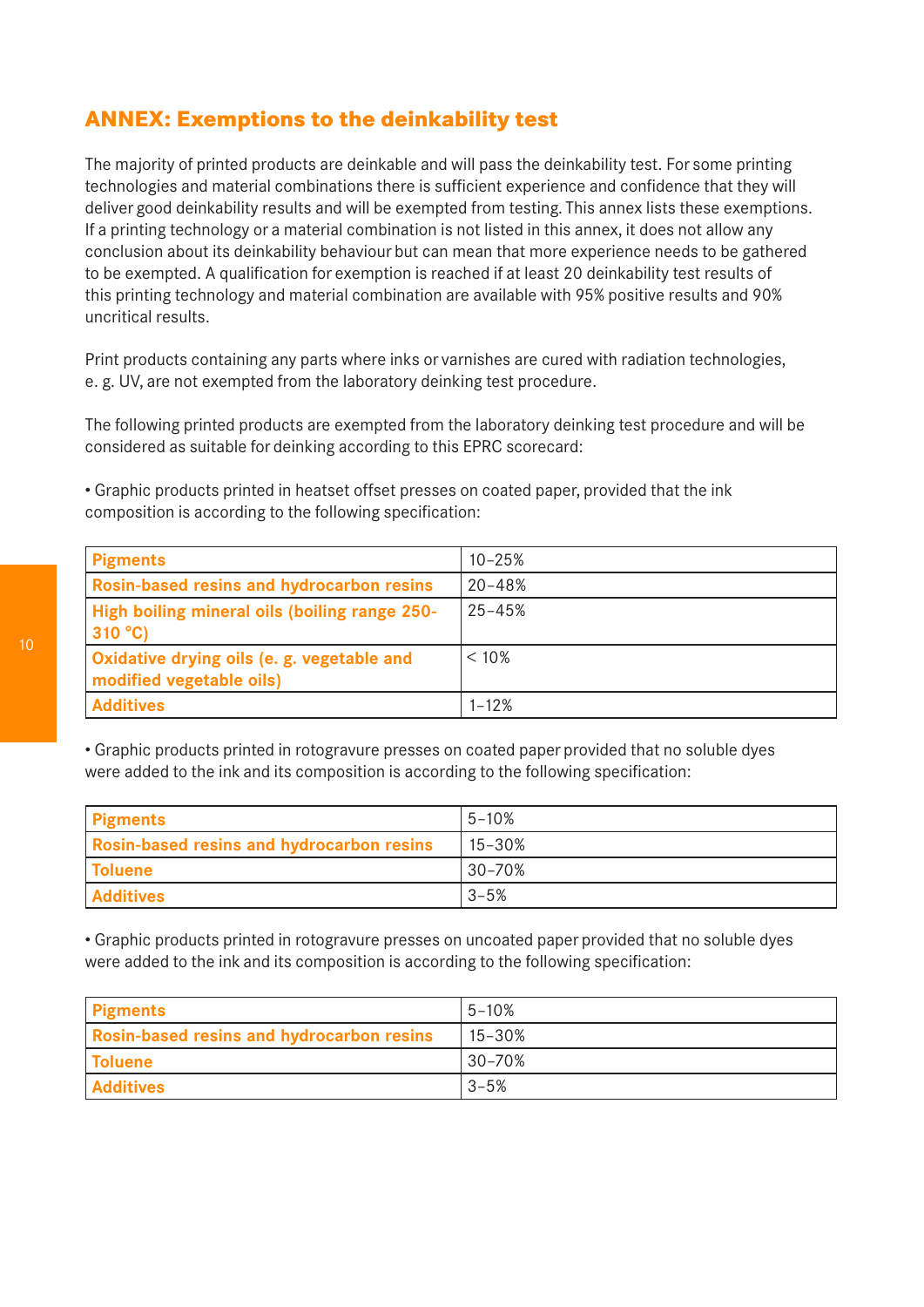## ANNEX: Exemptions to the deinkability test

The majority of printed products are deinkable and will pass the deinkability test. For some printing technologies and material combinations there is sufficient experience and confidence that they will deliver good deinkability results and will be exempted from testing. This annex lists these exemptions. If a printing technology or a material combination is not listed in this annex, it does not allow any conclusion about its deinkability behaviour but can mean that more experience needs to be gathered to be exempted. A qualification for exemption is reached if at least 20 deinkability test results of this printing technology and material combination are available with 95% positive results and 90% uncritical results.

Print products containing any parts where inks or varnishes are cured with radiation technologies, e. g. UV, are not exempted from the laboratory deinking test procedure.

The following printed products are exempted from the laboratory deinking test procedure and will be considered as suitable for deinking according to this EPRC scorecard:

- Graphic products printed in heatset offset presses on coated paper, provided that the ink composition is according to the following specification:

| Component | Share |
|---|---|
| **Pigments** | 10–25% |
| **Rosin-based resins and hydrocarbon resins** | 20–48% |
| **High boiling mineral oils (boiling range 250-310 °C)** | 25–45% |
| **Oxidative drying oils (e. g. vegetable and modified vegetable oils)** | < 10% |
| **Additives** | 1–12% |

- Graphic products printed in rotogravure presses on coated paper provided that no soluble dyes were added to the ink and its composition is according to the following specification:

| Component | Share |
|---|---|
| **Pigments** | 5–10% |
| **Rosin-based resins and hydrocarbon resins** | 15–30% |
| **Toluene** | 30–70% |
| **Additives** | 3–5% |

- Graphic products printed in rotogravure presses on uncoated paper provided that no soluble dyes were added to the ink and its composition is according to the following specification:

| Component | Share |
|---|---|
| **Pigments** | 5–10% |
| **Rosin-based resins and hydrocarbon resins** | 15–30% |
| **Toluene** | 30–70% |
| **Additives** | 3–5% |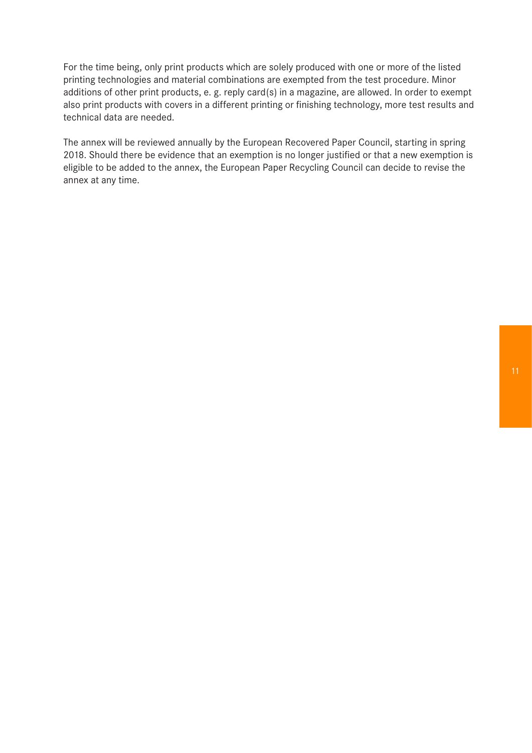For the time being, only print products which are solely produced with one or more of the listed printing technologies and material combinations are exempted from the test procedure. Minor additions of other print products, e. g. reply card(s) in a magazine, are allowed. In order to exempt also print products with covers in a different printing or finishing technology, more test results and technical data are needed.

The annex will be reviewed annually by the European Recovered Paper Council, starting in spring 2018. Should there be evidence that an exemption is no longer justified or that a new exemption is eligible to be added to the annex, the European Paper Recycling Council can decide to revise the annex at any time.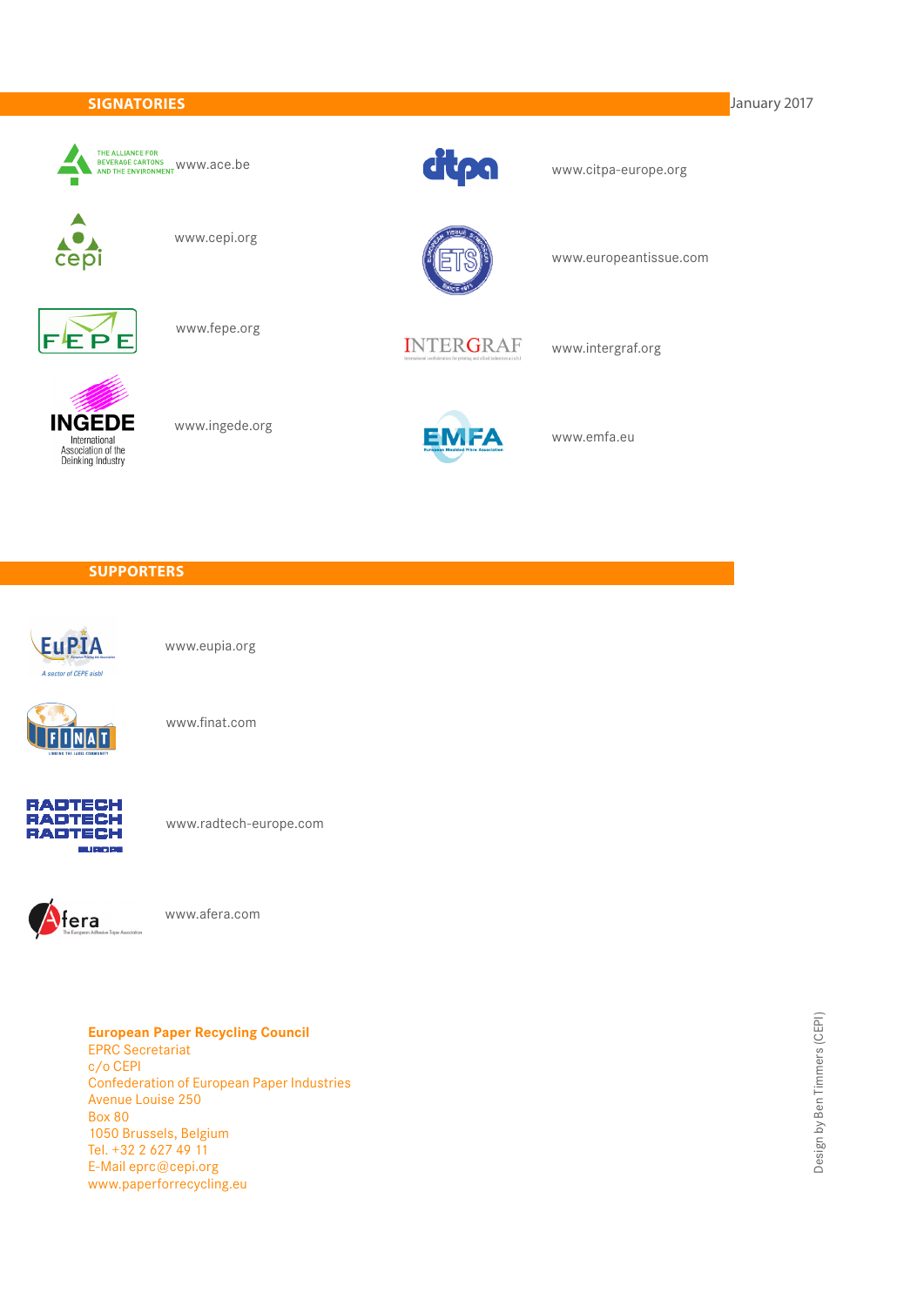## SIGNATORIES

January 2017

THE ALLIANCE FOR BEVERAGE CARTONS AND THE ENVIRONMENT www.ace.be

www.citpa-europe.org

www.cepi.org

www.europeantissue.com

www.fepe.org

www.intergraf.org

INGEDE International Association of the Deinking Industry

www.ingede.org

www.emfa.eu

## SUPPORTERS

www.eupia.org

www.finat.com

www.radtech-europe.com

www.afera.com

**European Paper Recycling Council**
EPRC Secretariat
c/o CEPI
Confederation of European Paper Industries
Avenue Louise 250
Box 80
1050 Brussels, Belgium
Tel. +32 2 627 49 11
E-Mail eprc@cepi.org
www.paperforrecycling.eu

Design by Ben Timmers (CEPI)